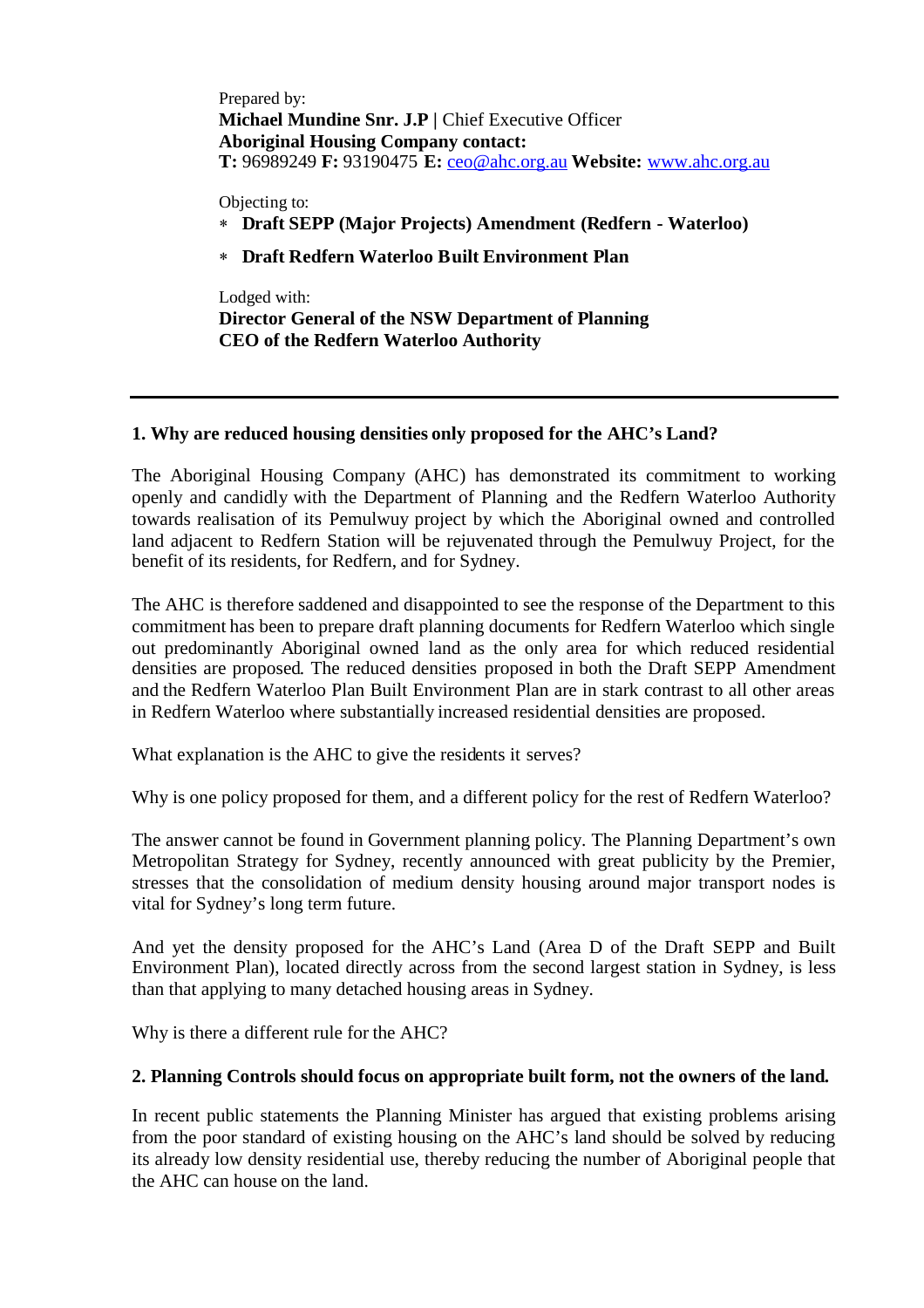Prepared by:
**Michael Mundine Snr. J.P |** Chief Executive Officer
**Aboriginal Housing Company contact:**
**T:** 96989249 **F:** 93190475 **E:** ceo@ahc.org.au **Website:** www.ahc.org.au

Objecting to:

- **Draft SEPP (Major Projects) Amendment (Redfern - Waterloo)**
- **Draft Redfern Waterloo Built Environment Plan**

Lodged with:
**Director General of the NSW Department of Planning**
**CEO of the Redfern Waterloo Authority**

---

## 1. Why are reduced housing densities only proposed for the AHC's Land?

The Aboriginal Housing Company (AHC) has demonstrated its commitment to working openly and candidly with the Department of Planning and the Redfern Waterloo Authority towards realisation of its Pemulwuy project by which the Aboriginal owned and controlled land adjacent to Redfern Station will be rejuvenated through the Pemulwuy Project, for the benefit of its residents, for Redfern, and for Sydney.

The AHC is therefore saddened and disappointed to see the response of the Department to this commitment has been to prepare draft planning documents for Redfern Waterloo which single out predominantly Aboriginal owned land as the only area for which reduced residential densities are proposed. The reduced densities proposed in both the Draft SEPP Amendment and the Redfern Waterloo Plan Built Environment Plan are in stark contrast to all other areas in Redfern Waterloo where substantially increased residential densities are proposed.

What explanation is the AHC to give the residents it serves?

Why is one policy proposed for them, and a different policy for the rest of Redfern Waterloo?

The answer cannot be found in Government planning policy. The Planning Department's own Metropolitan Strategy for Sydney, recently announced with great publicity by the Premier, stresses that the consolidation of medium density housing around major transport nodes is vital for Sydney's long term future.

And yet the density proposed for the AHC's Land (Area D of the Draft SEPP and Built Environment Plan), located directly across from the second largest station in Sydney, is less than that applying to many detached housing areas in Sydney.

Why is there a different rule for the AHC?

## 2. Planning Controls should focus on appropriate built form, not the owners of the land.

In recent public statements the Planning Minister has argued that existing problems arising from the poor standard of existing housing on the AHC's land should be solved by reducing its already low density residential use, thereby reducing the number of Aboriginal people that the AHC can house on the land.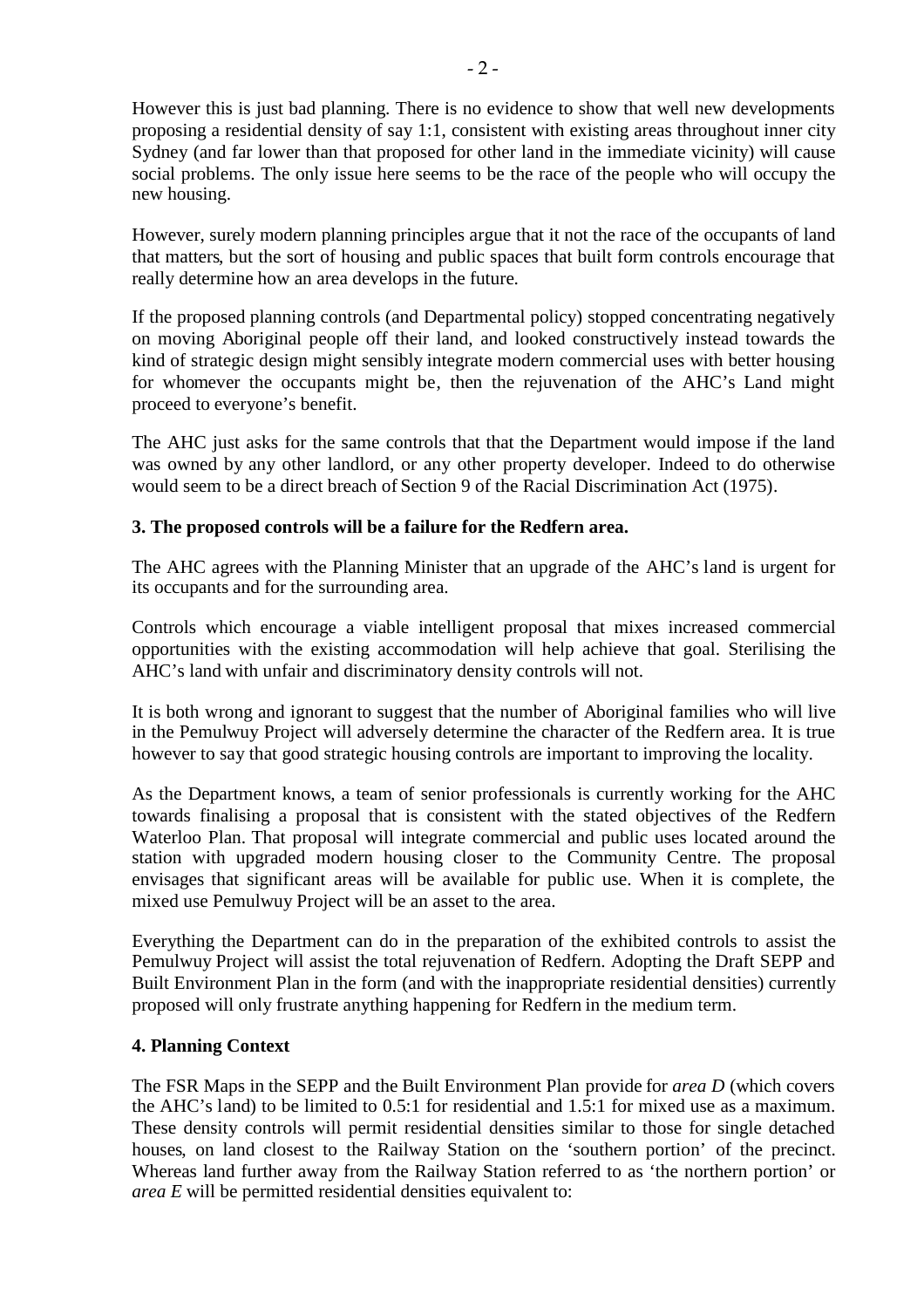However this is just bad planning. There is no evidence to show that well new developments proposing a residential density of say 1:1, consistent with existing areas throughout inner city Sydney (and far lower than that proposed for other land in the immediate vicinity) will cause social problems. The only issue here seems to be the race of the people who will occupy the new housing.

However, surely modern planning principles argue that it not the race of the occupants of land that matters, but the sort of housing and public spaces that built form controls encourage that really determine how an area develops in the future.

If the proposed planning controls (and Departmental policy) stopped concentrating negatively on moving Aboriginal people off their land, and looked constructively instead towards the kind of strategic design might sensibly integrate modern commercial uses with better housing for whomever the occupants might be, then the rejuvenation of the AHC's Land might proceed to everyone's benefit.

The AHC just asks for the same controls that that the Department would impose if the land was owned by any other landlord, or any other property developer. Indeed to do otherwise would seem to be a direct breach of Section 9 of the Racial Discrimination Act (1975).

### 3. The proposed controls will be a failure for the Redfern area.

The AHC agrees with the Planning Minister that an upgrade of the AHC's land is urgent for its occupants and for the surrounding area.

Controls which encourage a viable intelligent proposal that mixes increased commercial opportunities with the existing accommodation will help achieve that goal. Sterilising the AHC's land with unfair and discriminatory density controls will not.

It is both wrong and ignorant to suggest that the number of Aboriginal families who will live in the Pemulwuy Project will adversely determine the character of the Redfern area. It is true however to say that good strategic housing controls are important to improving the locality.

As the Department knows, a team of senior professionals is currently working for the AHC towards finalising a proposal that is consistent with the stated objectives of the Redfern Waterloo Plan. That proposal will integrate commercial and public uses located around the station with upgraded modern housing closer to the Community Centre. The proposal envisages that significant areas will be available for public use. When it is complete, the mixed use Pemulwuy Project will be an asset to the area.

Everything the Department can do in the preparation of the exhibited controls to assist the Pemulwuy Project will assist the total rejuvenation of Redfern. Adopting the Draft SEPP and Built Environment Plan in the form (and with the inappropriate residential densities) currently proposed will only frustrate anything happening for Redfern in the medium term.

### 4. Planning Context

The FSR Maps in the SEPP and the Built Environment Plan provide for *area D* (which covers the AHC's land) to be limited to 0.5:1 for residential and 1.5:1 for mixed use as a maximum. These density controls will permit residential densities similar to those for single detached houses, on land closest to the Railway Station on the 'southern portion' of the precinct. Whereas land further away from the Railway Station referred to as 'the northern portion' or *area E* will be permitted residential densities equivalent to: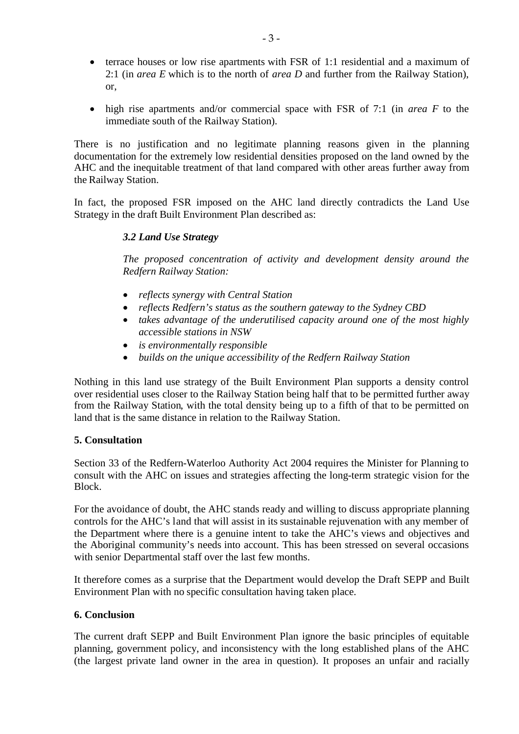- terrace houses or low rise apartments with FSR of 1:1 residential and a maximum of 2:1 (in *area E* which is to the north of *area D* and further from the Railway Station), or,

- high rise apartments and/or commercial space with FSR of 7:1 (in *area F* to the immediate south of the Railway Station).

There is no justification and no legitimate planning reasons given in the planning documentation for the extremely low residential densities proposed on the land owned by the AHC and the inequitable treatment of that land compared with other areas further away from the Railway Station.

In fact, the proposed FSR imposed on the AHC land directly contradicts the Land Use Strategy in the draft Built Environment Plan described as:

> ***3.2 Land Use Strategy***
>
> *The proposed concentration of activity and development density around the Redfern Railway Station:*
>
> - *reflects synergy with Central Station*
> - *reflects Redfern's status as the southern gateway to the Sydney CBD*
> - *takes advantage of the underutilised capacity around one of the most highly accessible stations in NSW*
> - *is environmentally responsible*
> - *builds on the unique accessibility of the Redfern Railway Station*

Nothing in this land use strategy of the Built Environment Plan supports a density control over residential uses closer to the Railway Station being half that to be permitted further away from the Railway Station, with the total density being up to a fifth of that to be permitted on land that is the same distance in relation to the Railway Station.

**5. Consultation**

Section 33 of the Redfern-Waterloo Authority Act 2004 requires the Minister for Planning to consult with the AHC on issues and strategies affecting the long-term strategic vision for the Block.

For the avoidance of doubt, the AHC stands ready and willing to discuss appropriate planning controls for the AHC's land that will assist in its sustainable rejuvenation with any member of the Department where there is a genuine intent to take the AHC's views and objectives and the Aboriginal community's needs into account. This has been stressed on several occasions with senior Departmental staff over the last few months.

It therefore comes as a surprise that the Department would develop the Draft SEPP and Built Environment Plan with no specific consultation having taken place.

**6. Conclusion**

The current draft SEPP and Built Environment Plan ignore the basic principles of equitable planning, government policy, and inconsistency with the long established plans of the AHC (the largest private land owner in the area in question). It proposes an unfair and racially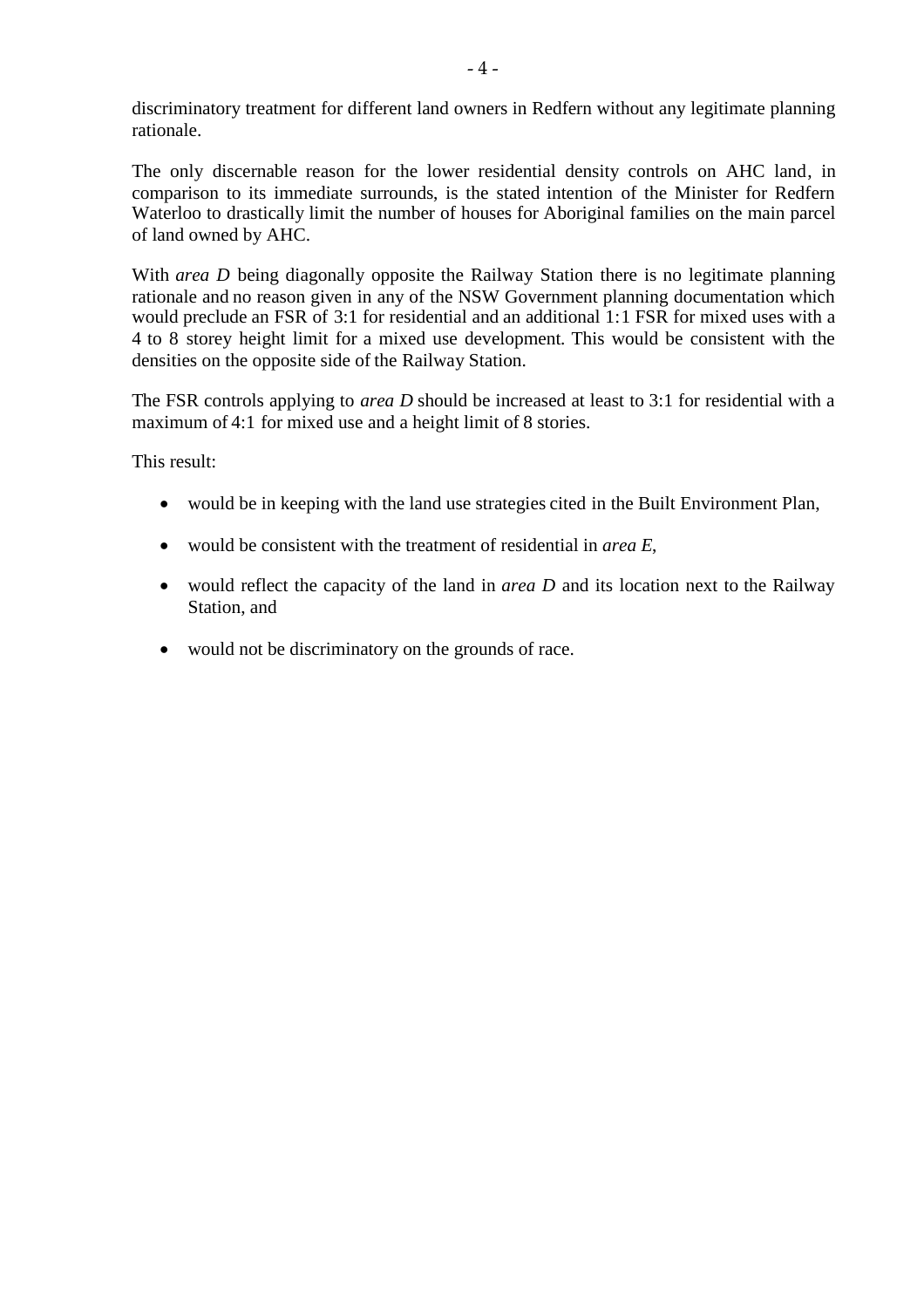discriminatory treatment for different land owners in Redfern without any legitimate planning rationale.

The only discernable reason for the lower residential density controls on AHC land, in comparison to its immediate surrounds, is the stated intention of the Minister for Redfern Waterloo to drastically limit the number of houses for Aboriginal families on the main parcel of land owned by AHC.

With *area D* being diagonally opposite the Railway Station there is no legitimate planning rationale and no reason given in any of the NSW Government planning documentation which would preclude an FSR of 3:1 for residential and an additional 1:1 FSR for mixed uses with a 4 to 8 storey height limit for a mixed use development. This would be consistent with the densities on the opposite side of the Railway Station.

The FSR controls applying to *area D* should be increased at least to 3:1 for residential with a maximum of 4:1 for mixed use and a height limit of 8 stories.

This result:

- would be in keeping with the land use strategies cited in the Built Environment Plan,
- would be consistent with the treatment of residential in *area E*,
- would reflect the capacity of the land in *area D* and its location next to the Railway Station, and
- would not be discriminatory on the grounds of race.